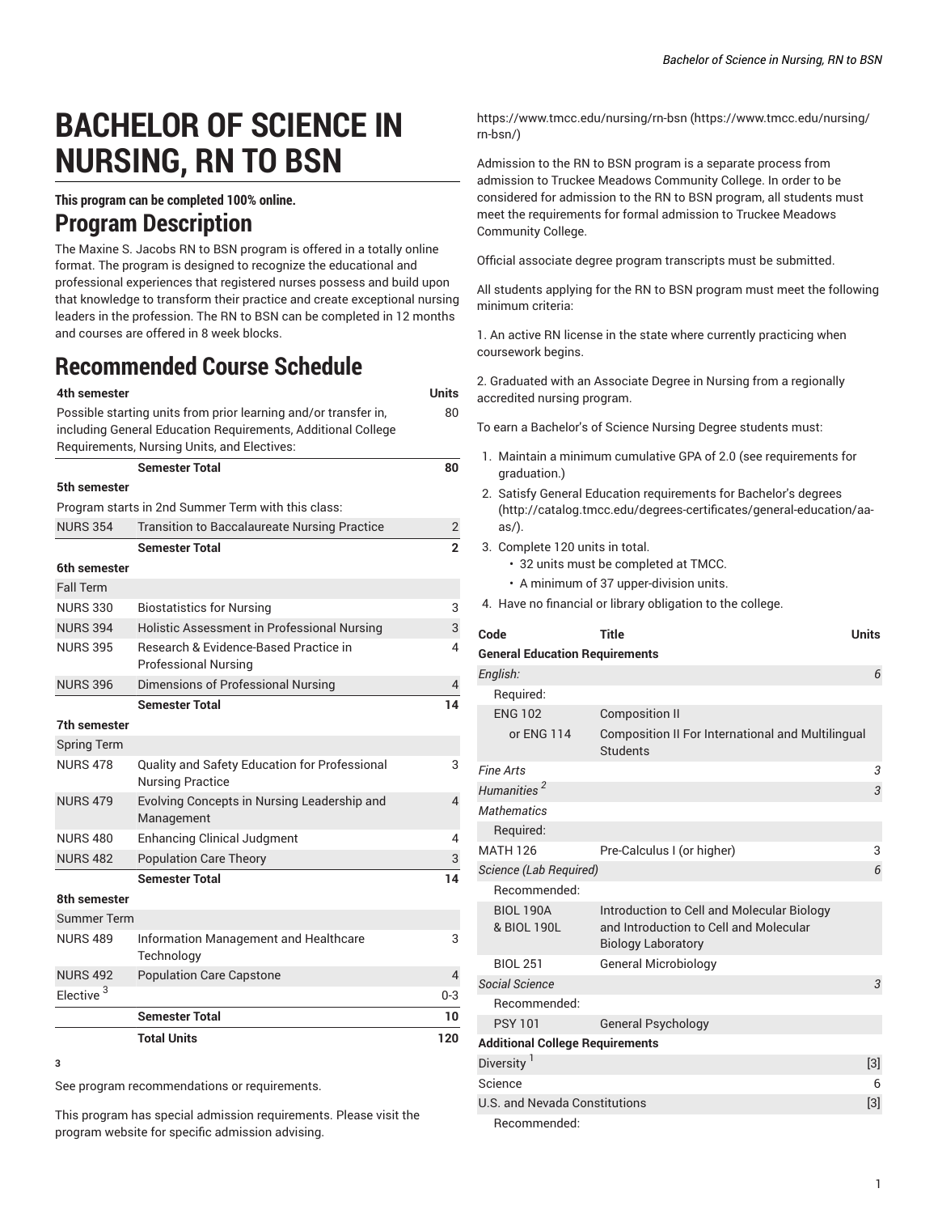# BACHELOR OF SCIENCE IN NURSING, RN TO BSN

**This program can be completed 100% online.**

## Program Description

The Maxine S. Jacobs RN to BSN program is offered in a totally online format. The program is designed to recognize the educational and professional experiences that registered nurses possess and build upon that knowledge to transform their practice and create exceptional nursing leaders in the profession. The RN to BSN can be completed in 12 months and courses are offered in 8 week blocks.

## Recommended Course Schedule

| 4th semester | | Units |
|---|---|---|
| Possible starting units from prior learning and/or transfer in, including General Education Requirements, Additional College Requirements, Nursing Units, and Electives: | | 80 |
| | **Semester Total** | **80** |
| **5th semester** | | |
| Program starts in 2nd Summer Term with this class: | | |
| NURS 354 | Transition to Baccalaureate Nursing Practice | 2 |
| | **Semester Total** | **2** |
| **6th semester** | | |
| Fall Term | | |
| NURS 330 | Biostatistics for Nursing | 3 |
| NURS 394 | Holistic Assessment in Professional Nursing | 3 |
| NURS 395 | Research & Evidence-Based Practice in Professional Nursing | 4 |
| NURS 396 | Dimensions of Professional Nursing | 4 |
| | **Semester Total** | **14** |
| **7th semester** | | |
| Spring Term | | |
| NURS 478 | Quality and Safety Education for Professional Nursing Practice | 3 |
| NURS 479 | Evolving Concepts in Nursing Leadership and Management | 4 |
| NURS 480 | Enhancing Clinical Judgment | 4 |
| NURS 482 | Population Care Theory | 3 |
| | **Semester Total** | **14** |
| **8th semester** | | |
| Summer Term | | |
| NURS 489 | Information Management and Healthcare Technology | 3 |
| NURS 492 | Population Care Capstone | 4 |
| Elective [3] | | 0-3 |
| | **Semester Total** | **10** |
| | **Total Units** | **120** |

**3**

See program recommendations or requirements.

This program has special admission requirements. Please visit the program website for specific admission advising.

https://www.tmcc.edu/nursing/rn-bsn (https://www.tmcc.edu/nursing/rn-bsn/)

Admission to the RN to BSN program is a separate process from admission to Truckee Meadows Community College. In order to be considered for admission to the RN to BSN program, all students must meet the requirements for formal admission to Truckee Meadows Community College.

Official associate degree program transcripts must be submitted.

All students applying for the RN to BSN program must meet the following minimum criteria:

1. An active RN license in the state where currently practicing when coursework begins.

2. Graduated with an Associate Degree in Nursing from a regionally accredited nursing program.

To earn a Bachelor's of Science Nursing Degree students must:

1. Maintain a minimum cumulative GPA of 2.0 (see requirements for graduation.)
2. Satisfy General Education requirements for Bachelor's degrees (http://catalog.tmcc.edu/degrees-certificates/general-education/aa-as/).
3. Complete 120 units in total.
   - 32 units must be completed at TMCC.
   - A minimum of 37 upper-division units.
4. Have no financial or library obligation to the college.

| Code | Title | Units |
|---|---|---|
| **General Education Requirements** | | |
| *English:* | | *6* |
| Required: | | |
| ENG 102 | Composition II | |
| or ENG 114 | Composition II For International and Multilingual Students | |
| *Fine Arts* | | *3* |
| *Humanities [2]* | | *3* |
| *Mathematics* | | |
| Required: | | |
| MATH 126 | Pre-Calculus I (or higher) | 3 |
| *Science (Lab Required)* | | *6* |
| Recommended: | | |
| BIOL 190A & BIOL 190L | Introduction to Cell and Molecular Biology and Introduction to Cell and Molecular Biology Laboratory | |
| BIOL 251 | General Microbiology | |
| *Social Science* | | *3* |
| Recommended: | | |
| PSY 101 | General Psychology | |
| **Additional College Requirements** | | |
| Diversity [1] | | [3] |
| Science | | 6 |
| U.S. and Nevada Constitutions | | [3] |
| Recommended: | | |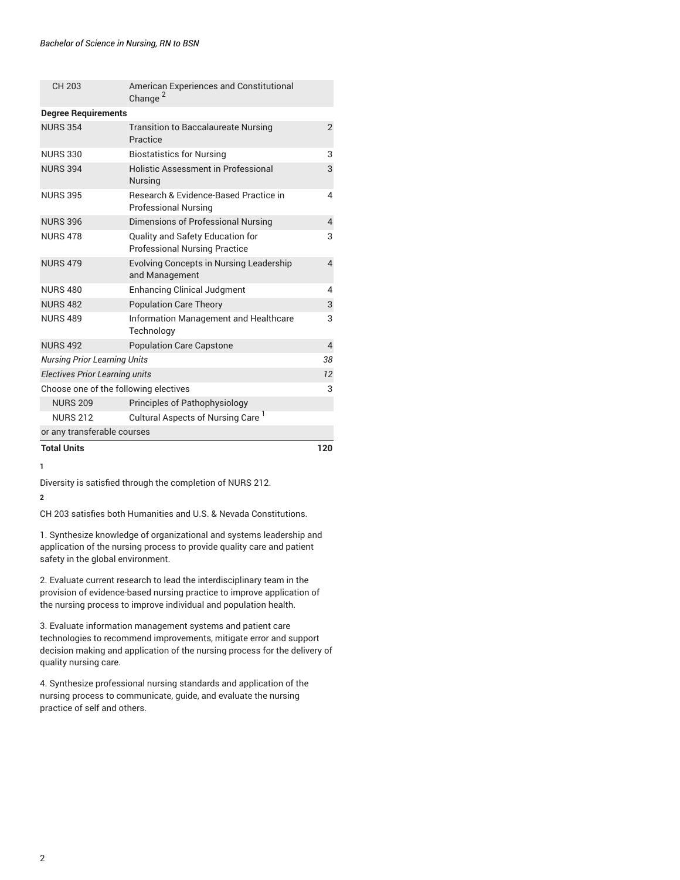| | | |
|---|---|---|
| CH 203 | American Experiences and Constitutional Change [2] | |
| **Degree Requirements** | | |
| NURS 354 | Transition to Baccalaureate Nursing Practice | 2 |
| NURS 330 | Biostatistics for Nursing | 3 |
| NURS 394 | Holistic Assessment in Professional Nursing | 3 |
| NURS 395 | Research & Evidence-Based Practice in Professional Nursing | 4 |
| NURS 396 | Dimensions of Professional Nursing | 4 |
| NURS 478 | Quality and Safety Education for Professional Nursing Practice | 3 |
| NURS 479 | Evolving Concepts in Nursing Leadership and Management | 4 |
| NURS 480 | Enhancing Clinical Judgment | 4 |
| NURS 482 | Population Care Theory | 3 |
| NURS 489 | Information Management and Healthcare Technology | 3 |
| NURS 492 | Population Care Capstone | 4 |
| *Nursing Prior Learning Units* | | *38* |
| *Electives Prior Learning units* | | *12* |
| Choose one of the following electives | | 3 |
| NURS 209 | Principles of Pathophysiology | |
| NURS 212 | Cultural Aspects of Nursing Care [1] | |
| or any transferable courses | | |
| **Total Units** | | **120** |

**1**

Diversity is satisfied through the completion of NURS 212.

**2**

CH 203 satisfies both Humanities and U.S. & Nevada Constitutions.

1. Synthesize knowledge of organizational and systems leadership and application of the nursing process to provide quality care and patient safety in the global environment.

2. Evaluate current research to lead the interdisciplinary team in the provision of evidence-based nursing practice to improve application of the nursing process to improve individual and population health.

3. Evaluate information management systems and patient care technologies to recommend improvements, mitigate error and support decision making and application of the nursing process for the delivery of quality nursing care.

4. Synthesize professional nursing standards and application of the nursing process to communicate, guide, and evaluate the nursing practice of self and others.